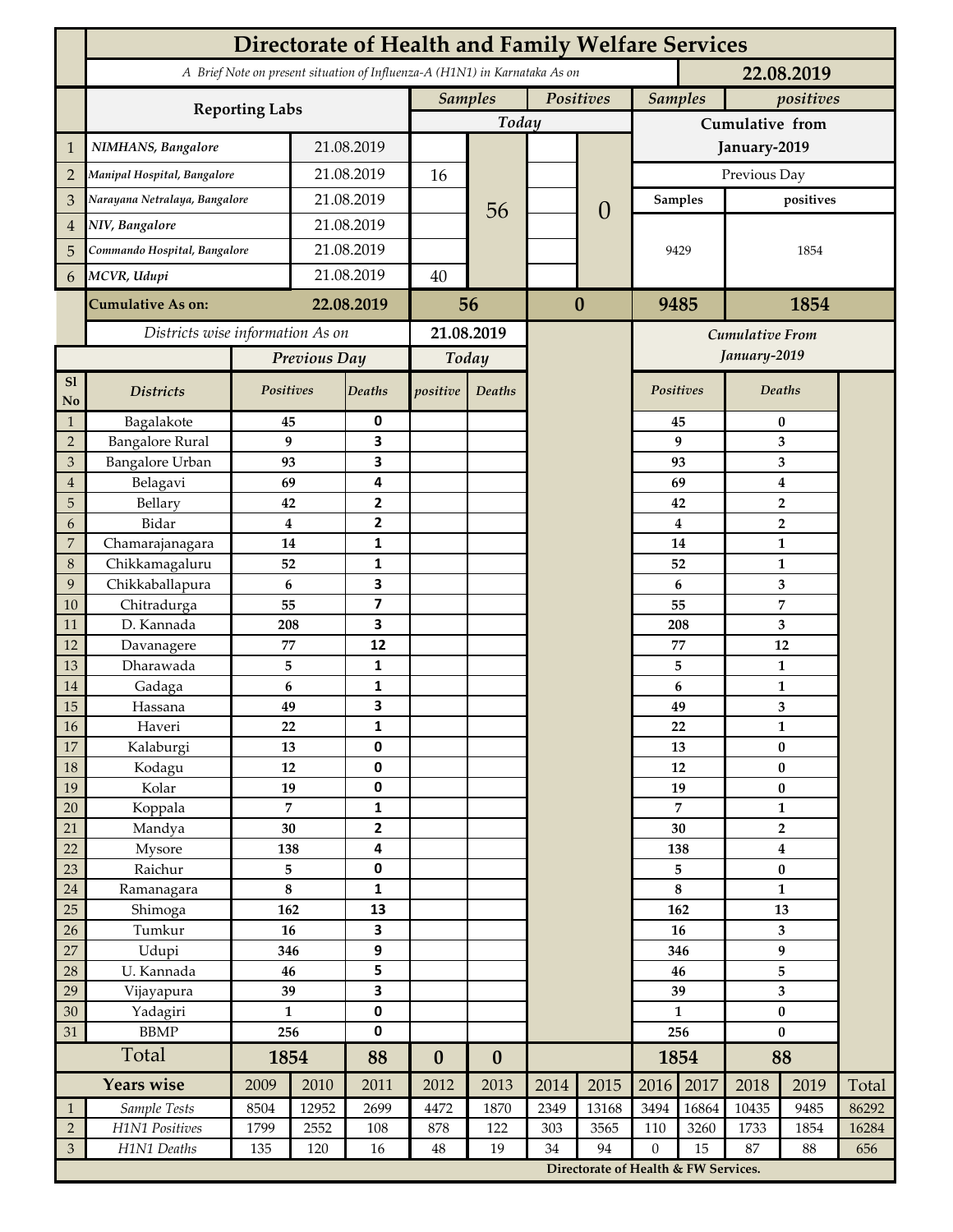# Directorate of Health and Family Welfare Services

*A Brief Note on present situation of Influenza-A (H1N1) in Karnataka As on* **22.08.2019**

| | Reporting Labs | | Samples (Today) | | Positives (Today) | | Samples (Cumulative from January-2019) | positives (Cumulative from January-2019) |
|---|---|---|---|---|---|---|---|---|
| 1 | *NIMHANS, Bangalore* | 21.08.2019 | | 56 | | 0 | | |
| 2 | *Manipal Hospital, Bangalore* | 21.08.2019 | 16 | | | | Previous Day | |
| 3 | *Narayana Netralaya, Bangalore* | 21.08.2019 | | | | | **Samples** | **positives** |
| 4 | *NIV, Bangalore* | 21.08.2019 | | | | | 9429 | 1854 |
| 5 | *Commando Hospital, Bangalore* | 21.08.2019 | | | | | | |
| 6 | *MCVR, Udupi* | 21.08.2019 | 40 | | | | | |
| | **Cumulative As on:** | **22.08.2019** | **56** | | **0** | | **9485** | **1854** |

*Districts wise information As on* **21.08.2019**

| Sl No | Districts | Previous Day Positives | Previous Day Deaths | Today positive | Today Deaths | Cumulative From January-2019 Positives | Cumulative From January-2019 Deaths |
|---|---|---|---|---|---|---|---|
| 1 | Bagalakote | 45 | 0 | | | 45 | 0 |
| 2 | Bangalore Rural | 9 | 3 | | | 9 | 3 |
| 3 | Bangalore Urban | 93 | 3 | | | 93 | 3 |
| 4 | Belagavi | 69 | 4 | | | 69 | 4 |
| 5 | Bellary | 42 | 2 | | | 42 | 2 |
| 6 | Bidar | 4 | 2 | | | 4 | 2 |
| 7 | Chamarajanagara | 14 | 1 | | | 14 | 1 |
| 8 | Chikkamagaluru | 52 | 1 | | | 52 | 1 |
| 9 | Chikkaballapura | 6 | 3 | | | 6 | 3 |
| 10 | Chitradurga | 55 | 7 | | | 55 | 7 |
| 11 | D. Kannada | 208 | 3 | | | 208 | 3 |
| 12 | Davanagere | 77 | 12 | | | 77 | 12 |
| 13 | Dharawada | 5 | 1 | | | 5 | 1 |
| 14 | Gadaga | 6 | 1 | | | 6 | 1 |
| 15 | Hassana | 49 | 3 | | | 49 | 3 |
| 16 | Haveri | 22 | 1 | | | 22 | 1 |
| 17 | Kalaburgi | 13 | 0 | | | 13 | 0 |
| 18 | Kodagu | 12 | 0 | | | 12 | 0 |
| 19 | Kolar | 19 | 0 | | | 19 | 0 |
| 20 | Koppala | 7 | 1 | | | 7 | 1 |
| 21 | Mandya | 30 | 2 | | | 30 | 2 |
| 22 | Mysore | 138 | 4 | | | 138 | 4 |
| 23 | Raichur | 5 | 0 | | | 5 | 0 |
| 24 | Ramanagara | 8 | 1 | | | 8 | 1 |
| 25 | Shimoga | 162 | 13 | | | 162 | 13 |
| 26 | Tumkur | 16 | 3 | | | 16 | 3 |
| 27 | Udupi | 346 | 9 | | | 346 | 9 |
| 28 | U. Kannada | 46 | 5 | | | 46 | 5 |
| 29 | Vijayapura | 39 | 3 | | | 39 | 3 |
| 30 | Yadagiri | 1 | 0 | | | 1 | 0 |
| 31 | BBMP | 256 | 0 | | | 256 | 0 |
| | **Total** | **1854** | **88** | **0** | **0** | **1854** | **88** |

| | Years wise | 2009 | 2010 | 2011 | 2012 | 2013 | 2014 | 2015 | 2016 | 2017 | 2018 | 2019 | Total |
|---|---|---|---|---|---|---|---|---|---|---|---|---|---|
| 1 | *Sample Tests* | 8504 | 12952 | 2699 | 4472 | 1870 | 2349 | 13168 | 3494 | 16864 | 10435 | 9485 | 86292 |
| 2 | *H1N1 Positives* | 1799 | 2552 | 108 | 878 | 122 | 303 | 3565 | 110 | 3260 | 1733 | 1854 | 16284 |
| 3 | *H1N1 Deaths* | 135 | 120 | 16 | 48 | 19 | 34 | 94 | 0 | 15 | 87 | 88 | 656 |

**Directorate of Health & FW Services.**